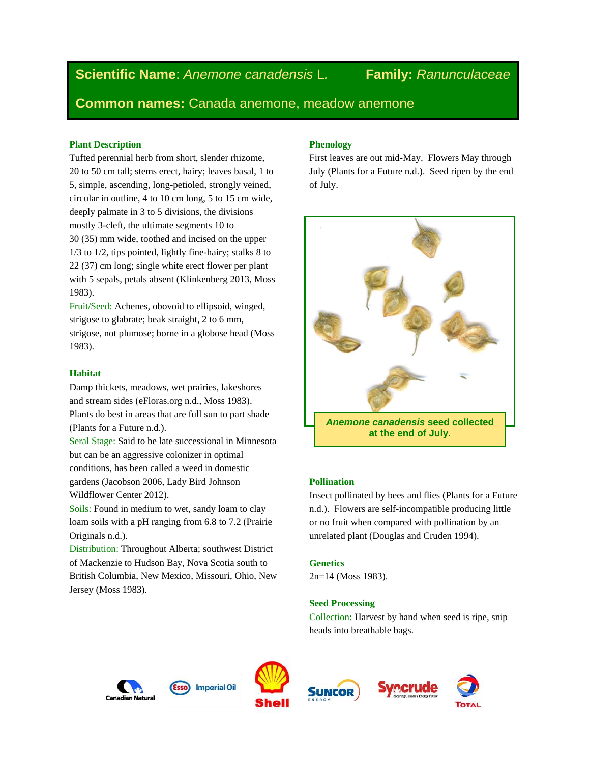**Scientific Name**: *Anemone canadensis* L. **Family:** *Ranunculaceae*

**Common names:** Canada anemone, meadow anemone

## Plant Description

Tufted perennial herb from short, slender rhizome, 20 to 50 cm tall; stems erect, hairy; leaves basal, 1 to 5, simple, ascending, long-petioled, strongly veined, circular in outline, 4 to 10 cm long, 5 to 15 cm wide, deeply palmate in 3 to 5 divisions, the divisions mostly 3-cleft, the ultimate segments 10 to 30 (35) mm wide, toothed and incised on the upper 1/3 to 1/2, tips pointed, lightly fine-hairy; stalks 8 to 22 (37) cm long; single white erect flower per plant with 5 sepals, petals absent (Klinkenberg 2013, Moss 1983).

Fruit/Seed: Achenes, obovoid to ellipsoid, winged, strigose to glabrate; beak straight, 2 to 6 mm, strigose, not plumose; borne in a globose head (Moss 1983).

## Habitat

Damp thickets, meadows, wet prairies, lakeshores and stream sides (eFloras.org n.d., Moss 1983). Plants do best in areas that are full sun to part shade (Plants for a Future n.d.).

Seral Stage: Said to be late successional in Minnesota but can be an aggressive colonizer in optimal conditions, has been called a weed in domestic gardens (Jacobson 2006, Lady Bird Johnson Wildflower Center 2012).

Soils: Found in medium to wet, sandy loam to clay loam soils with a pH ranging from 6.8 to 7.2 (Prairie Originals n.d.).

Distribution: Throughout Alberta; southwest District of Mackenzie to Hudson Bay, Nova Scotia south to British Columbia, New Mexico, Missouri, Ohio, New Jersey (Moss 1983).

## Phenology

First leaves are out mid-May. Flowers May through July (Plants for a Future n.d.). Seed ripen by the end of July.

***Anemone canadensis* seed collected at the end of July.**

## Pollination

Insect pollinated by bees and flies (Plants for a Future n.d.). Flowers are self-incompatible producing little or no fruit when compared with pollination by an unrelated plant (Douglas and Cruden 1994).

## Genetics

2n=14 (Moss 1983).

## Seed Processing

Collection: Harvest by hand when seed is ripe, snip heads into breathable bags.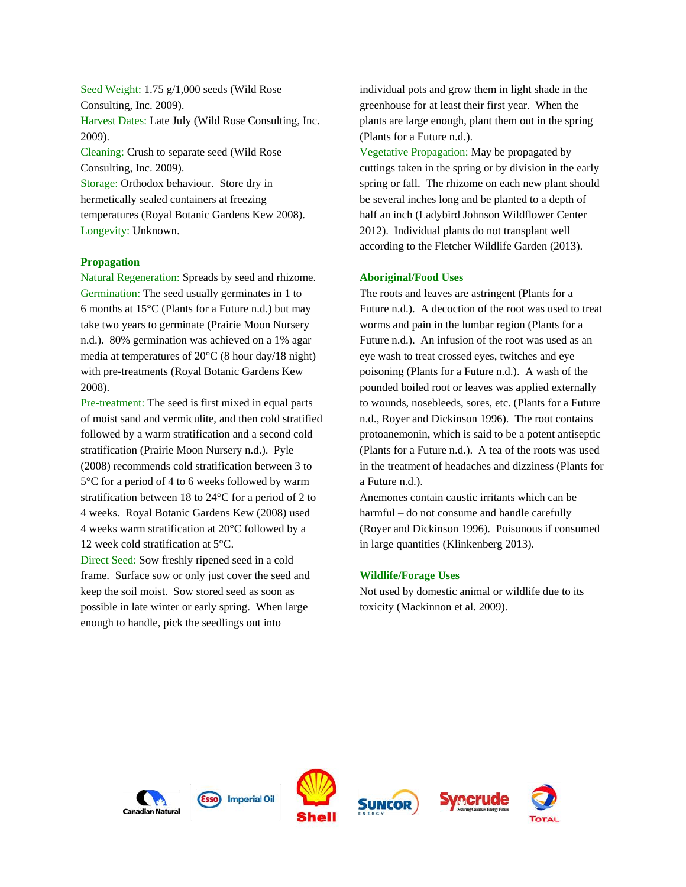Seed Weight: 1.75 g/1,000 seeds (Wild Rose Consulting, Inc. 2009).
Harvest Dates: Late July (Wild Rose Consulting, Inc. 2009).
Cleaning: Crush to separate seed (Wild Rose Consulting, Inc. 2009).
Storage: Orthodox behaviour. Store dry in hermetically sealed containers at freezing temperatures (Royal Botanic Gardens Kew 2008).
Longevity: Unknown.

**Propagation**

Natural Regeneration: Spreads by seed and rhizome.
Germination: The seed usually germinates in 1 to 6 months at 15°C (Plants for a Future n.d.) but may take two years to germinate (Prairie Moon Nursery n.d.). 80% germination was achieved on a 1% agar media at temperatures of 20°C (8 hour day/18 night) with pre-treatments (Royal Botanic Gardens Kew 2008).
Pre-treatment: The seed is first mixed in equal parts of moist sand and vermiculite, and then cold stratified followed by a warm stratification and a second cold stratification (Prairie Moon Nursery n.d.). Pyle (2008) recommends cold stratification between 3 to 5°C for a period of 4 to 6 weeks followed by warm stratification between 18 to 24°C for a period of 2 to 4 weeks. Royal Botanic Gardens Kew (2008) used 4 weeks warm stratification at 20°C followed by a 12 week cold stratification at 5°C.
Direct Seed: Sow freshly ripened seed in a cold frame. Surface sow or only just cover the seed and keep the soil moist. Sow stored seed as soon as possible in late winter or early spring. When large enough to handle, pick the seedlings out into individual pots and grow them in light shade in the greenhouse for at least their first year. When the plants are large enough, plant them out in the spring (Plants for a Future n.d.).
Vegetative Propagation: May be propagated by cuttings taken in the spring or by division in the early spring or fall. The rhizome on each new plant should be several inches long and be planted to a depth of half an inch (Ladybird Johnson Wildflower Center 2012). Individual plants do not transplant well according to the Fletcher Wildlife Garden (2013).

**Aboriginal/Food Uses**

The roots and leaves are astringent (Plants for a Future n.d.). A decoction of the root was used to treat worms and pain in the lumbar region (Plants for a Future n.d.). An infusion of the root was used as an eye wash to treat crossed eyes, twitches and eye poisoning (Plants for a Future n.d.). A wash of the pounded boiled root or leaves was applied externally to wounds, nosebleeds, sores, etc. (Plants for a Future n.d., Royer and Dickinson 1996). The root contains protoanemonin, which is said to be a potent antiseptic (Plants for a Future n.d.). A tea of the roots was used in the treatment of headaches and dizziness (Plants for a Future n.d.).
Anemones contain caustic irritants which can be harmful – do not consume and handle carefully (Royer and Dickinson 1996). Poisonous if consumed in large quantities (Klinkenberg 2013).

**Wildlife/Forage Uses**

Not used by domestic animal or wildlife due to its toxicity (Mackinnon et al. 2009).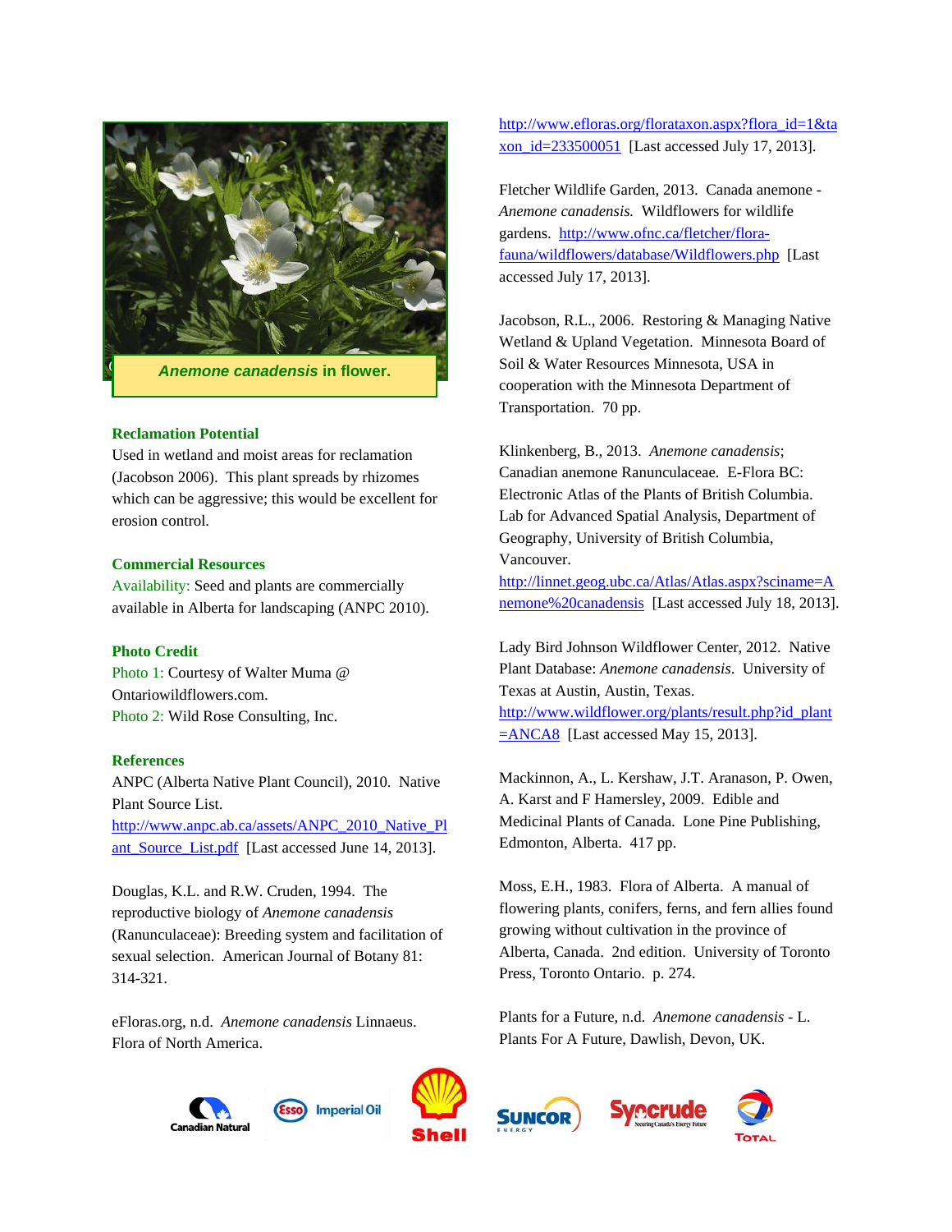*Anemone canadensis* in flower.

### Reclamation Potential

Used in wetland and moist areas for reclamation (Jacobson 2006). This plant spreads by rhizomes which can be aggressive; this would be excellent for erosion control.

### Commercial Resources

Availability: Seed and plants are commercially available in Alberta for landscaping (ANPC 2010).

### Photo Credit

Photo 1: Courtesy of Walter Muma @ Ontariowildflowers.com.
Photo 2: Wild Rose Consulting, Inc.

### References

ANPC (Alberta Native Plant Council), 2010. Native Plant Source List. http://www.anpc.ab.ca/assets/ANPC_2010_Native_Plant_Source_List.pdf [Last accessed June 14, 2013].

Douglas, K.L. and R.W. Cruden, 1994. The reproductive biology of *Anemone canadensis* (Ranunculaceae): Breeding system and facilitation of sexual selection. American Journal of Botany 81: 314-321.

eFloras.org, n.d. *Anemone canadensis* Linnaeus. Flora of North America. http://www.efloras.org/florataxon.aspx?flora_id=1&taxon_id=233500051 [Last accessed July 17, 2013].

Fletcher Wildlife Garden, 2013. Canada anemone - *Anemone canadensis.* Wildflowers for wildlife gardens. http://www.ofnc.ca/fletcher/flora-fauna/wildflowers/database/Wildflowers.php [Last accessed July 17, 2013].

Jacobson, R.L., 2006. Restoring & Managing Native Wetland & Upland Vegetation. Minnesota Board of Soil & Water Resources Minnesota, USA in cooperation with the Minnesota Department of Transportation. 70 pp.

Klinkenberg, B., 2013. *Anemone canadensis*; Canadian anemone Ranunculaceae. E-Flora BC: Electronic Atlas of the Plants of British Columbia. Lab for Advanced Spatial Analysis, Department of Geography, University of British Columbia, Vancouver. http://linnet.geog.ubc.ca/Atlas/Atlas.aspx?sciname=Anemone%20canadensis [Last accessed July 18, 2013].

Lady Bird Johnson Wildflower Center, 2012. Native Plant Database: *Anemone canadensis*. University of Texas at Austin, Austin, Texas. http://www.wildflower.org/plants/result.php?id_plant=ANCA8 [Last accessed May 15, 2013].

Mackinnon, A., L. Kershaw, J.T. Aranason, P. Owen, A. Karst and F Hamersley, 2009. Edible and Medicinal Plants of Canada. Lone Pine Publishing, Edmonton, Alberta. 417 pp.

Moss, E.H., 1983. Flora of Alberta. A manual of flowering plants, conifers, ferns, and fern allies found growing without cultivation in the province of Alberta, Canada. 2nd edition. University of Toronto Press, Toronto Ontario. p. 274.

Plants for a Future, n.d. *Anemone canadensis* - L. Plants For A Future, Dawlish, Devon, UK.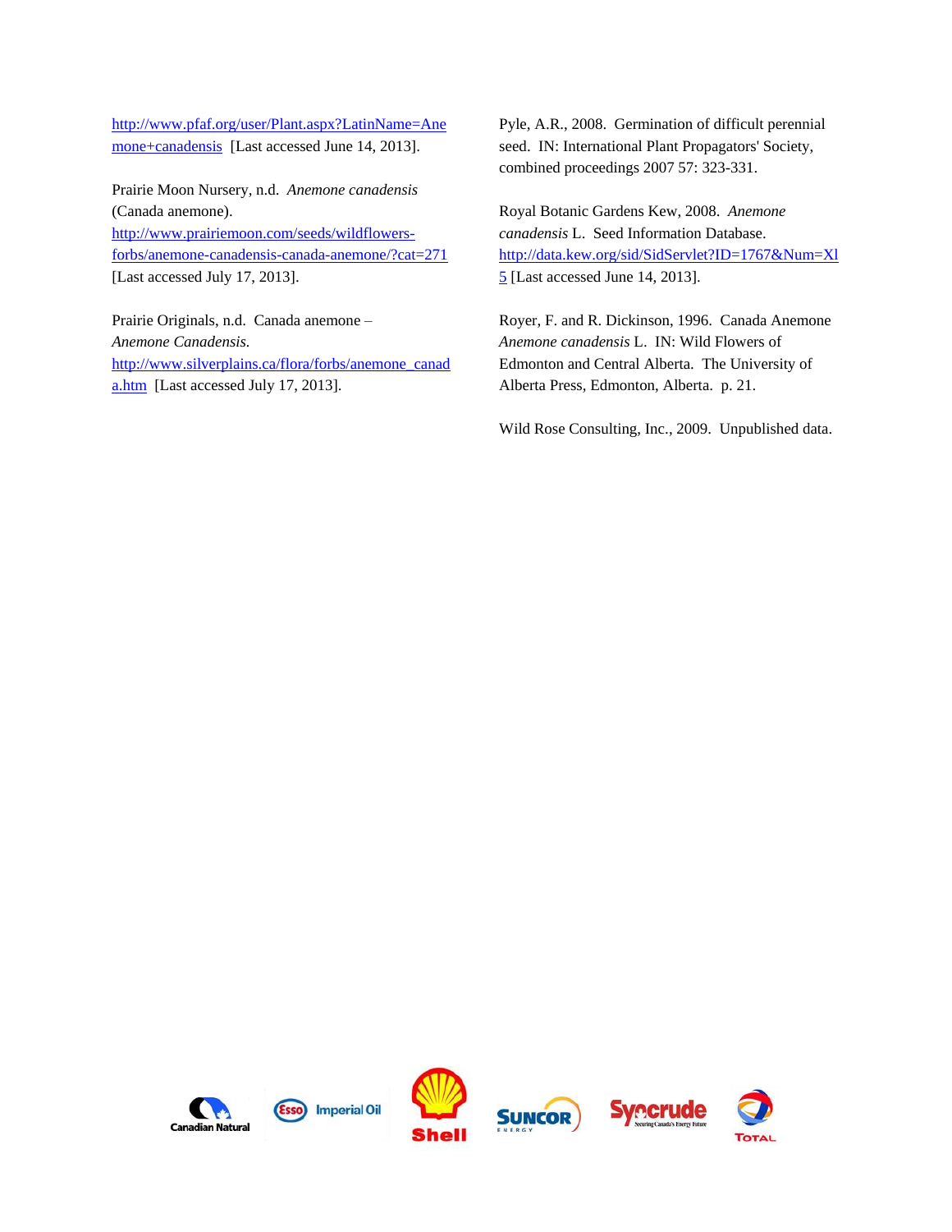http://www.pfaf.org/user/Plant.aspx?LatinName=Anemone+canadensis [Last accessed June 14, 2013].

Prairie Moon Nursery, n.d. *Anemone canadensis* (Canada anemone). http://www.prairiemoon.com/seeds/wildflowers-forbs/anemone-canadensis-canada-anemone/?cat=271 [Last accessed July 17, 2013].

Prairie Originals, n.d. Canada anemone – *Anemone Canadensis.* http://www.silverplains.ca/flora/forbs/anemone_canada.htm [Last accessed July 17, 2013].

Pyle, A.R., 2008. Germination of difficult perennial seed. IN: International Plant Propagators' Society, combined proceedings 2007 57: 323-331.

Royal Botanic Gardens Kew, 2008. *Anemone canadensis* L. Seed Information Database. http://data.kew.org/sid/SidServlet?ID=1767&Num=Xl5 [Last accessed June 14, 2013].

Royer, F. and R. Dickinson, 1996. Canada Anemone *Anemone canadensis* L. IN: Wild Flowers of Edmonton and Central Alberta. The University of Alberta Press, Edmonton, Alberta. p. 21.

Wild Rose Consulting, Inc., 2009. Unpublished data.